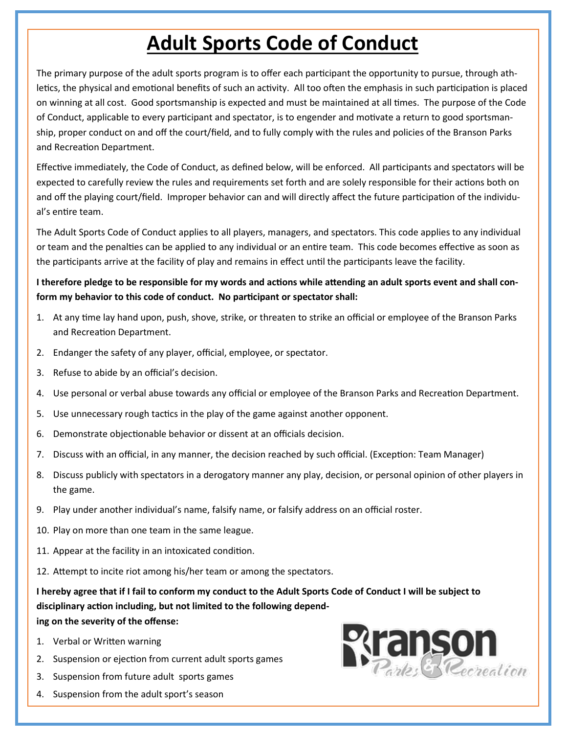# Adult Sports Code of Conduct

The primary purpose of the adult sports program is to offer each participant the opportunity to pursue, through athletics, the physical and emotional benefits of such an activity. All too often the emphasis in such participation is placed on winning at all cost. Good sportsmanship is expected and must be maintained at all times. The purpose of the Code of Conduct, applicable to every participant and spectator, is to engender and motivate a return to good sportsmanship, proper conduct on and off the court/field, and to fully comply with the rules and policies of the Branson Parks and Recreation Department.

Effective immediately, the Code of Conduct, as defined below, will be enforced. All participants and spectators will be expected to carefully review the rules and requirements set forth and are solely responsible for their actions both on and off the playing court/field. Improper behavior can and will directly affect the future participation of the individual's entire team.

The Adult Sports Code of Conduct applies to all players, managers, and spectators. This code applies to any individual or team and the penalties can be applied to any individual or an entire team. This code becomes effective as soon as the participants arrive at the facility of play and remains in effect until the participants leave the facility.

**I therefore pledge to be responsible for my words and actions while attending an adult sports event and shall conform my behavior to this code of conduct. No participant or spectator shall:**

1. At any time lay hand upon, push, shove, strike, or threaten to strike an official or employee of the Branson Parks and Recreation Department.
2. Endanger the safety of any player, official, employee, or spectator.
3. Refuse to abide by an official's decision.
4. Use personal or verbal abuse towards any official or employee of the Branson Parks and Recreation Department.
5. Use unnecessary rough tactics in the play of the game against another opponent.
6. Demonstrate objectionable behavior or dissent at an officials decision.
7. Discuss with an official, in any manner, the decision reached by such official. (Exception: Team Manager)
8. Discuss publicly with spectators in a derogatory manner any play, decision, or personal opinion of other players in the game.
9. Play under another individual's name, falsify name, or falsify address on an official roster.
10. Play on more than one team in the same league.
11. Appear at the facility in an intoxicated condition.
12. Attempt to incite riot among his/her team or among the spectators.

**I hereby agree that if I fail to conform my conduct to the Adult Sports Code of Conduct I will be subject to disciplinary action including, but not limited to the following depending on the severity of the offense:**

1. Verbal or Written warning
2. Suspension or ejection from current adult sports games
3. Suspension from future adult sports games
4. Suspension from the adult sport's season

Branson Parks & Recreation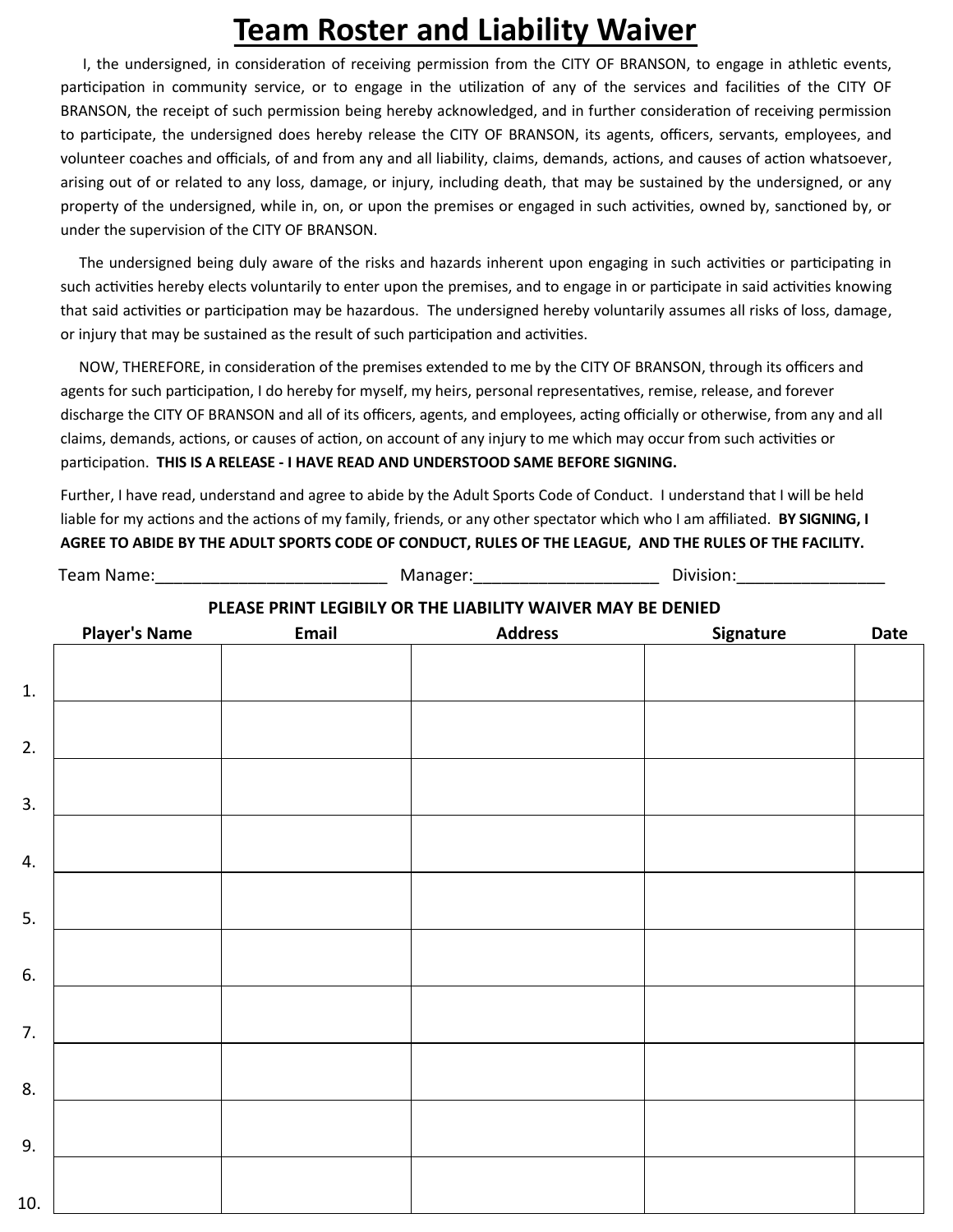# Team Roster and Liability Waiver

I, the undersigned, in consideration of receiving permission from the CITY OF BRANSON, to engage in athletic events, participation in community service, or to engage in the utilization of any of the services and facilities of the CITY OF BRANSON, the receipt of such permission being hereby acknowledged, and in further consideration of receiving permission to participate, the undersigned does hereby release the CITY OF BRANSON, its agents, officers, servants, employees, and volunteer coaches and officials, of and from any and all liability, claims, demands, actions, and causes of action whatsoever, arising out of or related to any loss, damage, or injury, including death, that may be sustained by the undersigned, or any property of the undersigned, while in, on, or upon the premises or engaged in such activities, owned by, sanctioned by, or under the supervision of the CITY OF BRANSON.

The undersigned being duly aware of the risks and hazards inherent upon engaging in such activities or participating in such activities hereby elects voluntarily to enter upon the premises, and to engage in or participate in said activities knowing that said activities or participation may be hazardous. The undersigned hereby voluntarily assumes all risks of loss, damage, or injury that may be sustained as the result of such participation and activities.

NOW, THEREFORE, in consideration of the premises extended to me by the CITY OF BRANSON, through its officers and agents for such participation, I do hereby for myself, my heirs, personal representatives, remise, release, and forever discharge the CITY OF BRANSON and all of its officers, agents, and employees, acting officially or otherwise, from any and all claims, demands, actions, or causes of action, on account of any injury to me which may occur from such activities or participation. **THIS IS A RELEASE - I HAVE READ AND UNDERSTOOD SAME BEFORE SIGNING.**

Further, I have read, understand and agree to abide by the Adult Sports Code of Conduct. I understand that I will be held liable for my actions and the actions of my family, friends, or any other spectator which who I am affiliated. **BY SIGNING, I AGREE TO ABIDE BY THE ADULT SPORTS CODE OF CONDUCT, RULES OF THE LEAGUE, AND THE RULES OF THE FACILITY.**

Team Name:_________________________ Manager:____________________ Division:________________

**PLEASE PRINT LEGIBILY OR THE LIABILITY WAIVER MAY BE DENIED**

| | Player's Name | Email | Address | Signature | Date |
|---|---|---|---|---|---|
| 1. | | | | | |
| 2. | | | | | |
| 3. | | | | | |
| 4. | | | | | |
| 5. | | | | | |
| 6. | | | | | |
| 7. | | | | | |
| 8. | | | | | |
| 9. | | | | | |
| 10. | | | | | |